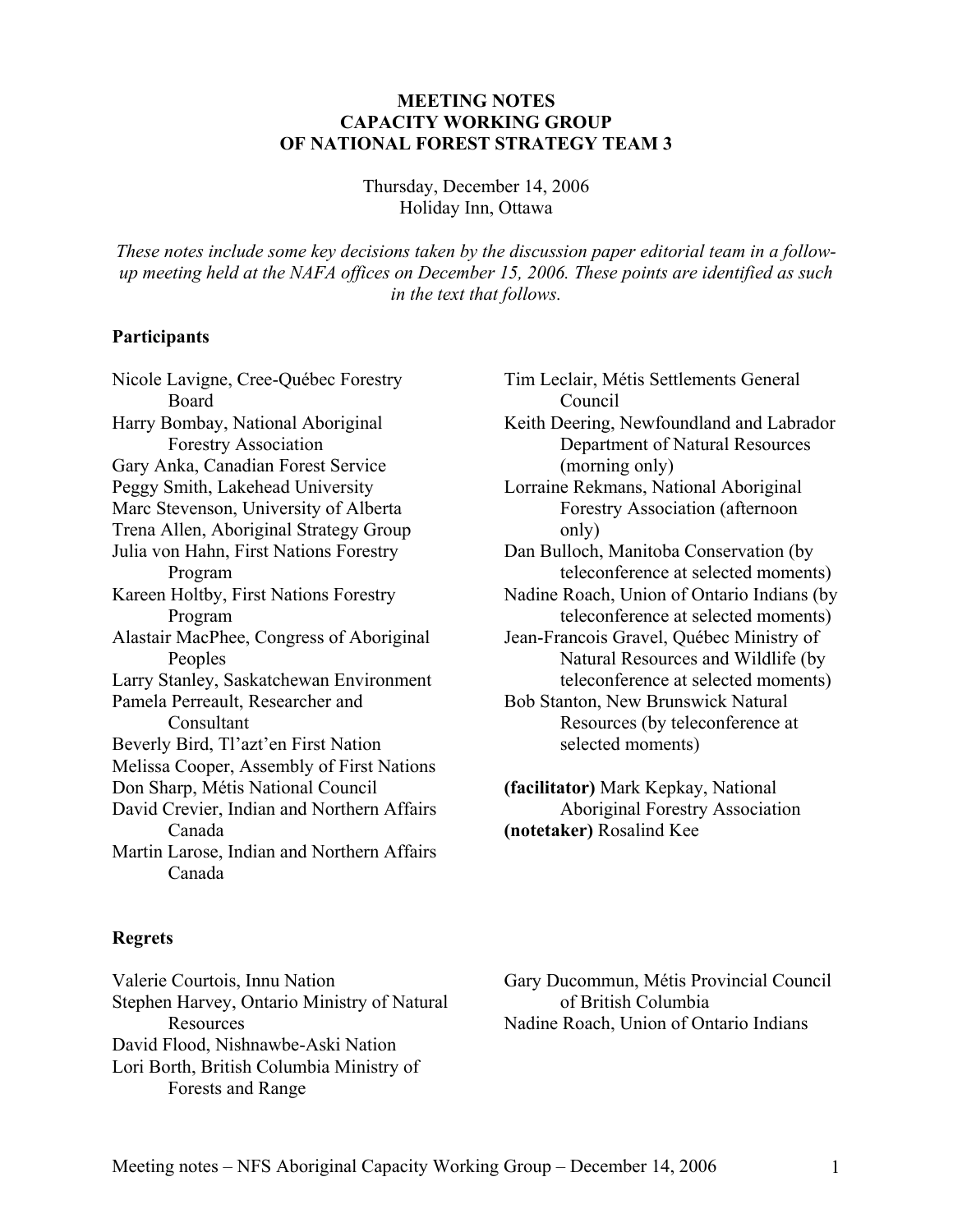# MEETING NOTES
# CAPACITY WORKING GROUP
# OF NATIONAL FOREST STRATEGY TEAM 3

Thursday, December 14, 2006
Holiday Inn, Ottawa

*These notes include some key decisions taken by the discussion paper editorial team in a follow-up meeting held at the NAFA offices on December 15, 2006. These points are identified as such in the text that follows.*

**Participants**

Nicole Lavigne, Cree-Québec Forestry Board
Harry Bombay, National Aboriginal Forestry Association
Gary Anka, Canadian Forest Service
Peggy Smith, Lakehead University
Marc Stevenson, University of Alberta
Trena Allen, Aboriginal Strategy Group
Julia von Hahn, First Nations Forestry Program
Kareen Holtby, First Nations Forestry Program
Alastair MacPhee, Congress of Aboriginal Peoples
Larry Stanley, Saskatchewan Environment
Pamela Perreault, Researcher and Consultant
Beverly Bird, Tl'azt'en First Nation
Melissa Cooper, Assembly of First Nations
Don Sharp, Métis National Council
David Crevier, Indian and Northern Affairs Canada
Martin Larose, Indian and Northern Affairs Canada
Tim Leclair, Métis Settlements General Council
Keith Deering, Newfoundland and Labrador Department of Natural Resources (morning only)
Lorraine Rekmans, National Aboriginal Forestry Association (afternoon only)
Dan Bulloch, Manitoba Conservation (by teleconference at selected moments)
Nadine Roach, Union of Ontario Indians (by teleconference at selected moments)
Jean-Francois Gravel, Québec Ministry of Natural Resources and Wildlife (by teleconference at selected moments)
Bob Stanton, New Brunswick Natural Resources (by teleconference at selected moments)

**(facilitator)** Mark Kepkay, National Aboriginal Forestry Association
**(notetaker)** Rosalind Kee

**Regrets**

Valerie Courtois, Innu Nation
Stephen Harvey, Ontario Ministry of Natural Resources
David Flood, Nishnawbe-Aski Nation
Lori Borth, British Columbia Ministry of Forests and Range
Gary Ducommun, Métis Provincial Council of British Columbia
Nadine Roach, Union of Ontario Indians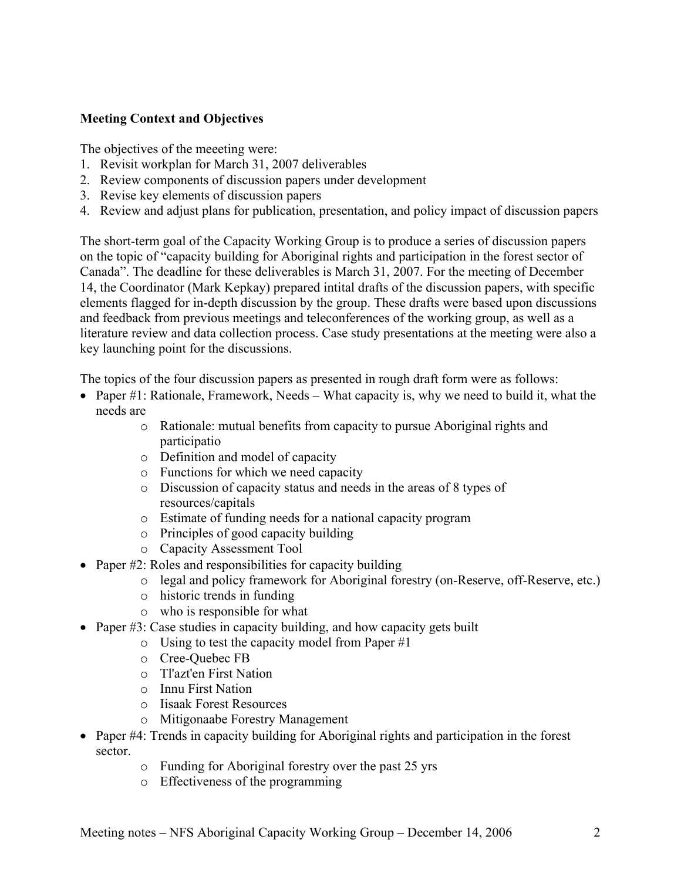**Meeting Context and Objectives**

The objectives of the meeeting were:

1. Revisit workplan for March 31, 2007 deliverables
2. Review components of discussion papers under development
3. Revise key elements of discussion papers
4. Review and adjust plans for publication, presentation, and policy impact of discussion papers

The short-term goal of the Capacity Working Group is to produce a series of discussion papers on the topic of "capacity building for Aboriginal rights and participation in the forest sector of Canada". The deadline for these deliverables is March 31, 2007. For the meeting of December 14, the Coordinator (Mark Kepkay) prepared intital drafts of the discussion papers, with specific elements flagged for in-depth discussion by the group. These drafts were based upon discussions and feedback from previous meetings and teleconferences of the working group, as well as a literature review and data collection process. Case study presentations at the meeting were also a key launching point for the discussions.

The topics of the four discussion papers as presented in rough draft form were as follows:

- Paper #1: Rationale, Framework, Needs – What capacity is, why we need to build it, what the needs are
    - Rationale: mutual benefits from capacity to pursue Aboriginal rights and participatio
    - Definition and model of capacity
    - Functions for which we need capacity
    - Discussion of capacity status and needs in the areas of 8 types of resources/capitals
    - Estimate of funding needs for a national capacity program
    - Principles of good capacity building
    - Capacity Assessment Tool
- Paper #2: Roles and responsibilities for capacity building
    - legal and policy framework for Aboriginal forestry (on-Reserve, off-Reserve, etc.)
    - historic trends in funding
    - who is responsible for what
- Paper #3: Case studies in capacity building, and how capacity gets built
    - Using to test the capacity model from Paper #1
    - Cree-Quebec FB
    - Tl'azt'en First Nation
    - Innu First Nation
    - Iisaak Forest Resources
    - Mitigonaabe Forestry Management
- Paper #4: Trends in capacity building for Aboriginal rights and participation in the forest sector.
    - Funding for Aboriginal forestry over the past 25 yrs
    - Effectiveness of the programming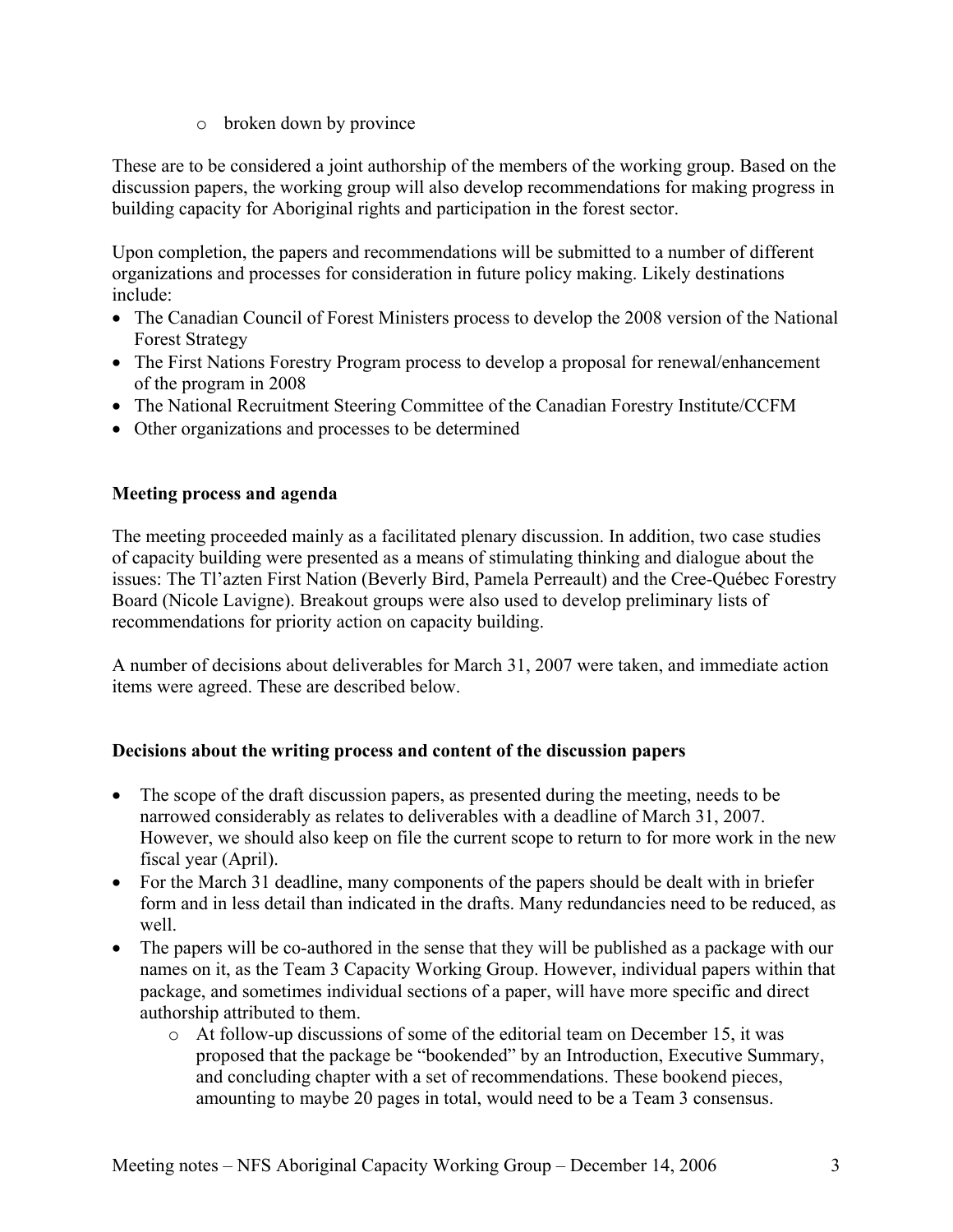- broken down by province

These are to be considered a joint authorship of the members of the working group. Based on the discussion papers, the working group will also develop recommendations for making progress in building capacity for Aboriginal rights and participation in the forest sector.

Upon completion, the papers and recommendations will be submitted to a number of different organizations and processes for consideration in future policy making. Likely destinations include:

- The Canadian Council of Forest Ministers process to develop the 2008 version of the National Forest Strategy
- The First Nations Forestry Program process to develop a proposal for renewal/enhancement of the program in 2008
- The National Recruitment Steering Committee of the Canadian Forestry Institute/CCFM
- Other organizations and processes to be determined

**Meeting process and agenda**

The meeting proceeded mainly as a facilitated plenary discussion. In addition, two case studies of capacity building were presented as a means of stimulating thinking and dialogue about the issues: The Tl'azten First Nation (Beverly Bird, Pamela Perreault) and the Cree-Québec Forestry Board (Nicole Lavigne). Breakout groups were also used to develop preliminary lists of recommendations for priority action on capacity building.

A number of decisions about deliverables for March 31, 2007 were taken, and immediate action items were agreed. These are described below.

**Decisions about the writing process and content of the discussion papers**

- The scope of the draft discussion papers, as presented during the meeting, needs to be narrowed considerably as relates to deliverables with a deadline of March 31, 2007. However, we should also keep on file the current scope to return to for more work in the new fiscal year (April).
- For the March 31 deadline, many components of the papers should be dealt with in briefer form and in less detail than indicated in the drafts. Many redundancies need to be reduced, as well.
- The papers will be co-authored in the sense that they will be published as a package with our names on it, as the Team 3 Capacity Working Group. However, individual papers within that package, and sometimes individual sections of a paper, will have more specific and direct authorship attributed to them.
  - At follow-up discussions of some of the editorial team on December 15, it was proposed that the package be "bookended" by an Introduction, Executive Summary, and concluding chapter with a set of recommendations. These bookend pieces, amounting to maybe 20 pages in total, would need to be a Team 3 consensus.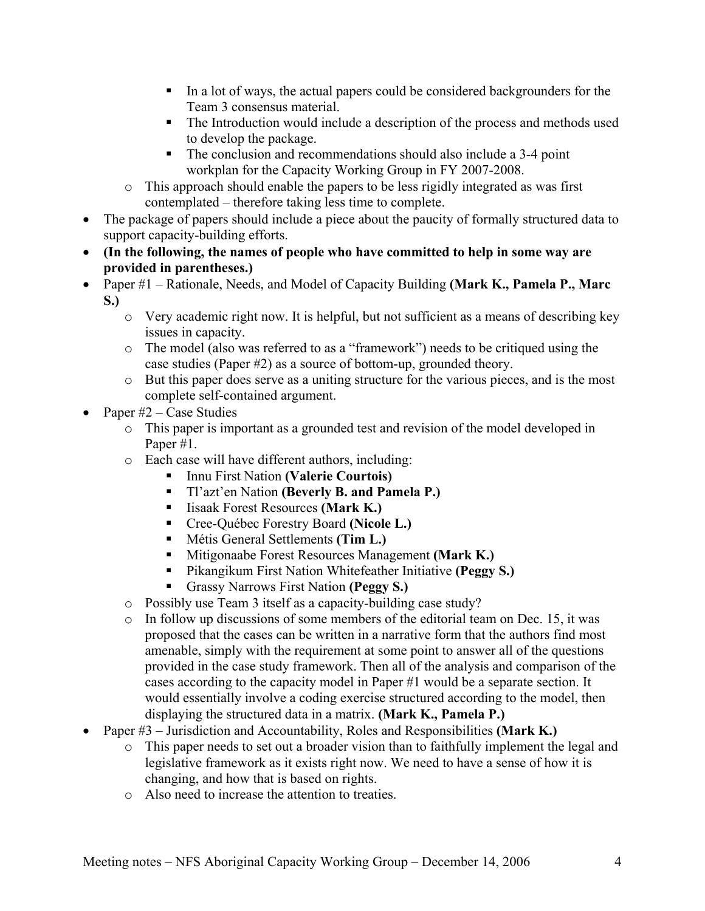- In a lot of ways, the actual papers could be considered backgrounders for the Team 3 consensus material.
    - The Introduction would include a description of the process and methods used to develop the package.
    - The conclusion and recommendations should also include a 3-4 point workplan for the Capacity Working Group in FY 2007-2008.
  - This approach should enable the papers to be less rigidly integrated as was first contemplated – therefore taking less time to complete.
- The package of papers should include a piece about the paucity of formally structured data to support capacity-building efforts.
- **(In the following, the names of people who have committed to help in some way are provided in parentheses.)**
- Paper #1 – Rationale, Needs, and Model of Capacity Building **(Mark K., Pamela P., Marc S.)**
  - Very academic right now. It is helpful, but not sufficient as a means of describing key issues in capacity.
  - The model (also was referred to as a "framework") needs to be critiqued using the case studies (Paper #2) as a source of bottom-up, grounded theory.
  - But this paper does serve as a uniting structure for the various pieces, and is the most complete self-contained argument.
- Paper #2 – Case Studies
  - This paper is important as a grounded test and revision of the model developed in Paper #1.
  - Each case will have different authors, including:
    - Innu First Nation **(Valerie Courtois)**
    - Tl'azt'en Nation **(Beverly B. and Pamela P.)**
    - Iisaak Forest Resources **(Mark K.)**
    - Cree-Québec Forestry Board **(Nicole L.)**
    - Métis General Settlements **(Tim L.)**
    - Mitigonaabe Forest Resources Management **(Mark K.)**
    - Pikangikum First Nation Whitefeather Initiative **(Peggy S.)**
    - Grassy Narrows First Nation **(Peggy S.)**
  - Possibly use Team 3 itself as a capacity-building case study?
  - In follow up discussions of some members of the editorial team on Dec. 15, it was proposed that the cases can be written in a narrative form that the authors find most amenable, simply with the requirement at some point to answer all of the questions provided in the case study framework. Then all of the analysis and comparison of the cases according to the capacity model in Paper #1 would be a separate section. It would essentially involve a coding exercise structured according to the model, then displaying the structured data in a matrix. **(Mark K., Pamela P.)**
- Paper #3 – Jurisdiction and Accountability, Roles and Responsibilities **(Mark K.)**
  - This paper needs to set out a broader vision than to faithfully implement the legal and legislative framework as it exists right now. We need to have a sense of how it is changing, and how that is based on rights.
  - Also need to increase the attention to treaties.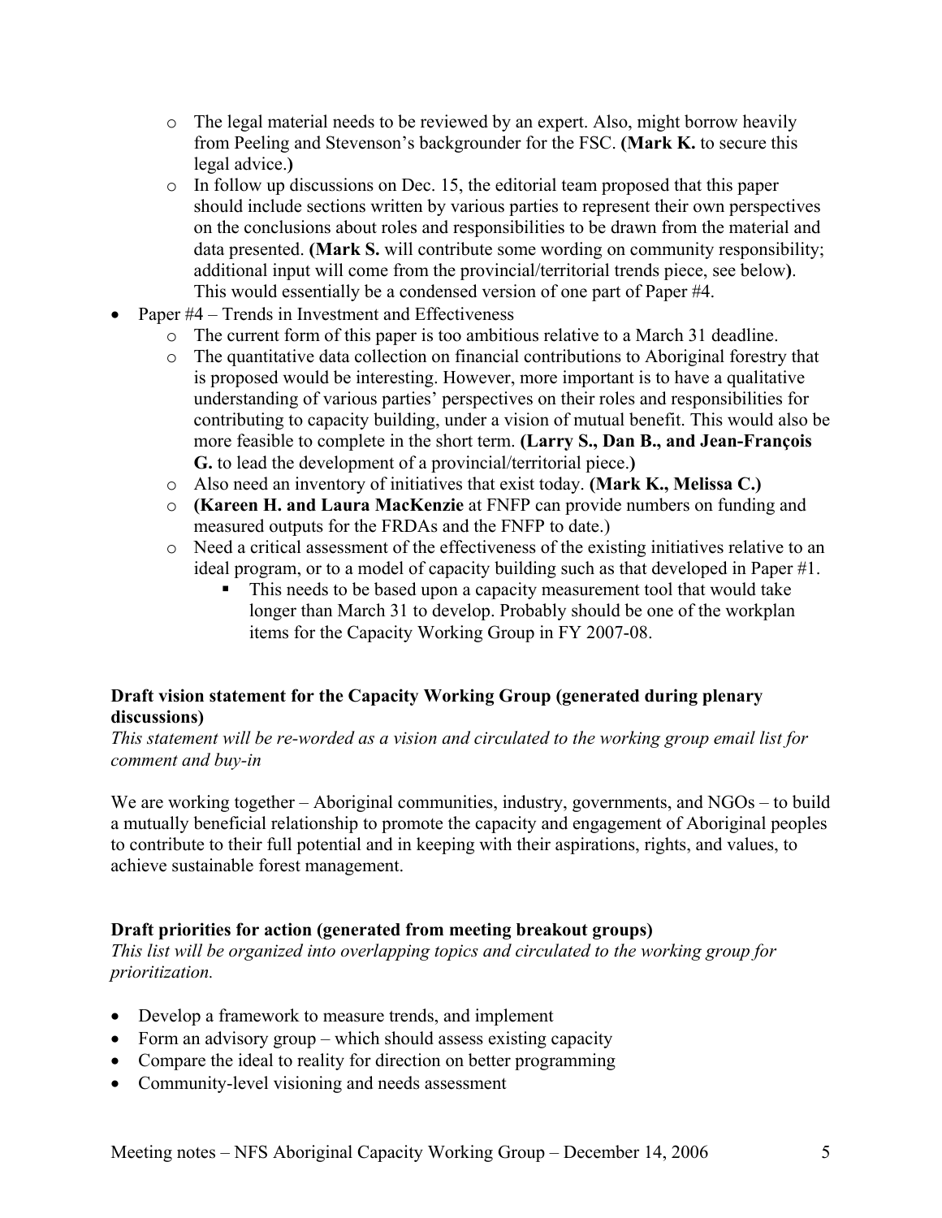- The legal material needs to be reviewed by an expert. Also, might borrow heavily from Peeling and Stevenson's backgrounder for the FSC. **(Mark K.** to secure this legal advice.**)**
    - In follow up discussions on Dec. 15, the editorial team proposed that this paper should include sections written by various parties to represent their own perspectives on the conclusions about roles and responsibilities to be drawn from the material and data presented. **(Mark S.** will contribute some wording on community responsibility; additional input will come from the provincial/territorial trends piece, see below**)**. This would essentially be a condensed version of one part of Paper #4.
- Paper #4 – Trends in Investment and Effectiveness
    - The current form of this paper is too ambitious relative to a March 31 deadline.
    - The quantitative data collection on financial contributions to Aboriginal forestry that is proposed would be interesting. However, more important is to have a qualitative understanding of various parties' perspectives on their roles and responsibilities for contributing to capacity building, under a vision of mutual benefit. This would also be more feasible to complete in the short term. **(Larry S., Dan B., and Jean-François G.** to lead the development of a provincial/territorial piece.**)**
    - Also need an inventory of initiatives that exist today. **(Mark K., Melissa C.)**
    - **(Kareen H. and Laura MacKenzie** at FNFP can provide numbers on funding and measured outputs for the FRDAs and the FNFP to date.)
    - Need a critical assessment of the effectiveness of the existing initiatives relative to an ideal program, or to a model of capacity building such as that developed in Paper #1.
        - This needs to be based upon a capacity measurement tool that would take longer than March 31 to develop. Probably should be one of the workplan items for the Capacity Working Group in FY 2007-08.

**Draft vision statement for the Capacity Working Group (generated during plenary discussions)**

*This statement will be re-worded as a vision and circulated to the working group email list for comment and buy-in*

We are working together – Aboriginal communities, industry, governments, and NGOs – to build a mutually beneficial relationship to promote the capacity and engagement of Aboriginal peoples to contribute to their full potential and in keeping with their aspirations, rights, and values, to achieve sustainable forest management.

**Draft priorities for action (generated from meeting breakout groups)**

*This list will be organized into overlapping topics and circulated to the working group for prioritization.*

- Develop a framework to measure trends, and implement
- Form an advisory group – which should assess existing capacity
- Compare the ideal to reality for direction on better programming
- Community-level visioning and needs assessment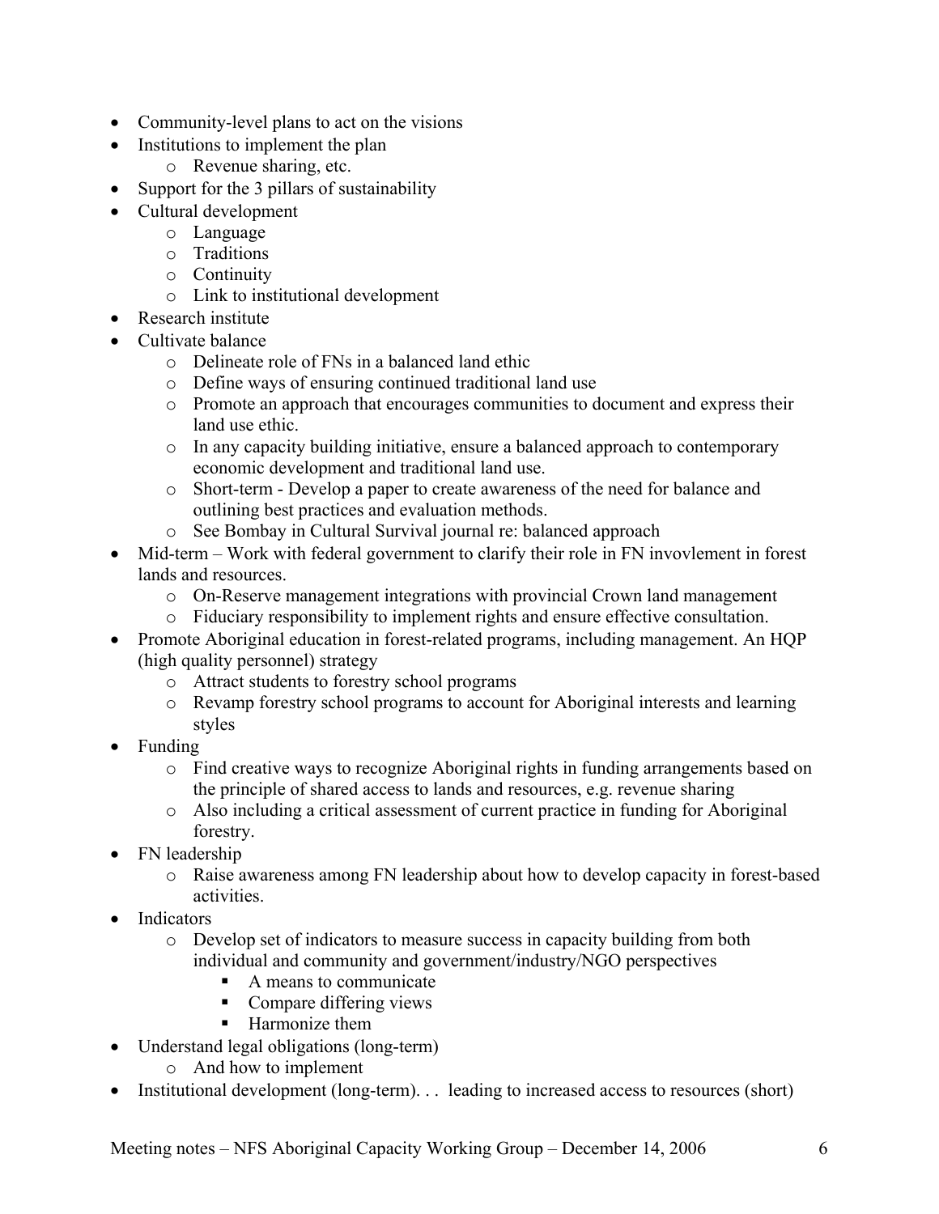- Community-level plans to act on the visions
- Institutions to implement the plan
    - Revenue sharing, etc.
- Support for the 3 pillars of sustainability
- Cultural development
    - Language
    - Traditions
    - Continuity
    - Link to institutional development
- Research institute
- Cultivate balance
    - Delineate role of FNs in a balanced land ethic
    - Define ways of ensuring continued traditional land use
    - Promote an approach that encourages communities to document and express their land use ethic.
    - In any capacity building initiative, ensure a balanced approach to contemporary economic development and traditional land use.
    - Short-term - Develop a paper to create awareness of the need for balance and outlining best practices and evaluation methods.
    - See Bombay in Cultural Survival journal re: balanced approach
- Mid-term – Work with federal government to clarify their role in FN invovlement in forest lands and resources.
    - On-Reserve management integrations with provincial Crown land management
    - Fiduciary responsibility to implement rights and ensure effective consultation.
- Promote Aboriginal education in forest-related programs, including management. An HQP (high quality personnel) strategy
    - Attract students to forestry school programs
    - Revamp forestry school programs to account for Aboriginal interests and learning styles
- Funding
    - Find creative ways to recognize Aboriginal rights in funding arrangements based on the principle of shared access to lands and resources, e.g. revenue sharing
    - Also including a critical assessment of current practice in funding for Aboriginal forestry.
- FN leadership
    - Raise awareness among FN leadership about how to develop capacity in forest-based activities.
- Indicators
    - Develop set of indicators to measure success in capacity building from both individual and community and government/industry/NGO perspectives
        - A means to communicate
        - Compare differing views
        - Harmonize them
- Understand legal obligations (long-term)
    - And how to implement
- Institutional development (long-term). . . leading to increased access to resources (short)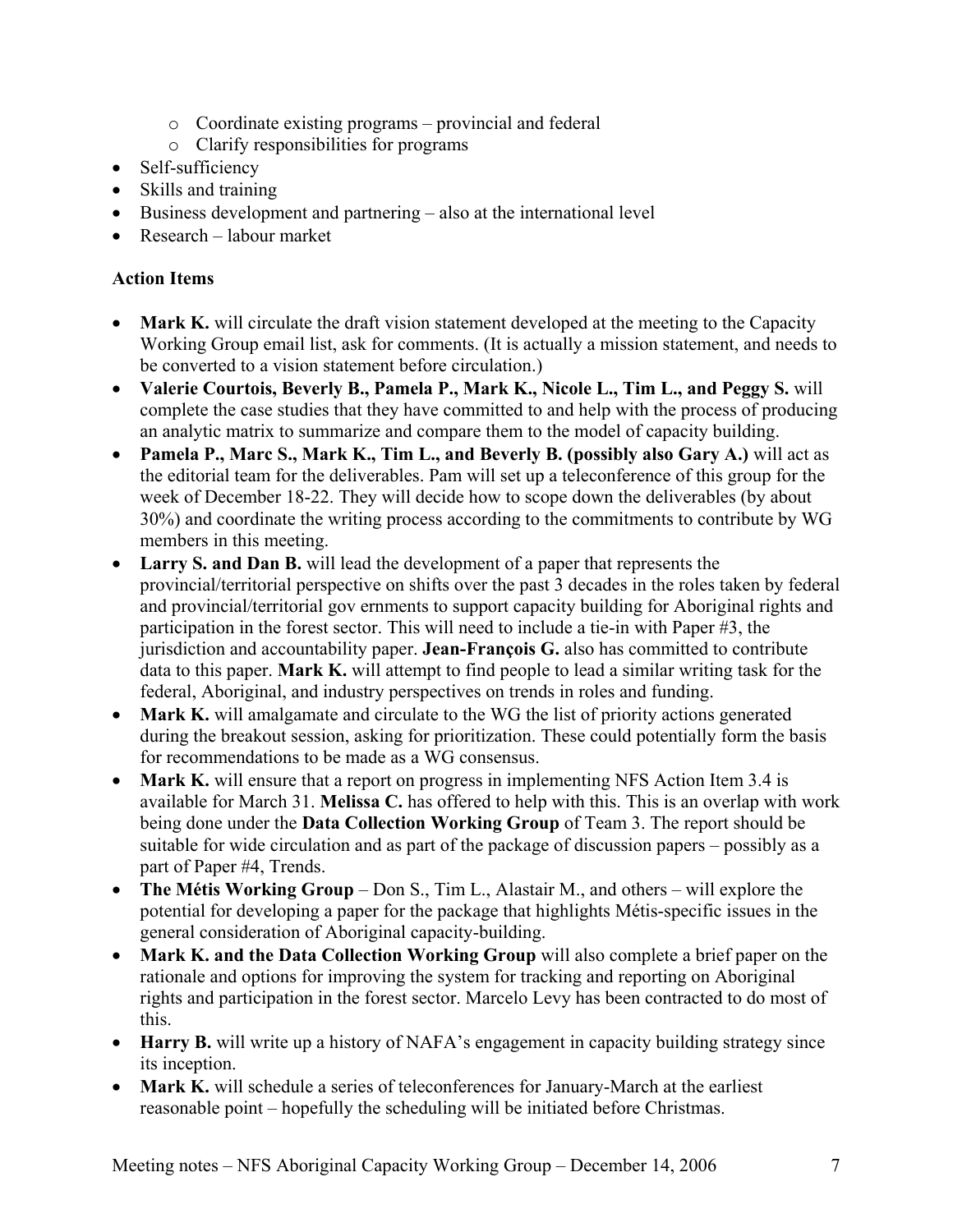- Coordinate existing programs – provincial and federal
    - Clarify responsibilities for programs
- Self-sufficiency
- Skills and training
- Business development and partnering – also at the international level
- Research – labour market

**Action Items**

- **Mark K.** will circulate the draft vision statement developed at the meeting to the Capacity Working Group email list, ask for comments. (It is actually a mission statement, and needs to be converted to a vision statement before circulation.)
- **Valerie Courtois, Beverly B., Pamela P., Mark K., Nicole L., Tim L., and Peggy S.** will complete the case studies that they have committed to and help with the process of producing an analytic matrix to summarize and compare them to the model of capacity building.
- **Pamela P., Marc S., Mark K., Tim L., and Beverly B. (possibly also Gary A.)** will act as the editorial team for the deliverables. Pam will set up a teleconference of this group for the week of December 18-22. They will decide how to scope down the deliverables (by about 30%) and coordinate the writing process according to the commitments to contribute by WG members in this meeting.
- **Larry S. and Dan B.** will lead the development of a paper that represents the provincial/territorial perspective on shifts over the past 3 decades in the roles taken by federal and provincial/territorial gov ernments to support capacity building for Aboriginal rights and participation in the forest sector. This will need to include a tie-in with Paper #3, the jurisdiction and accountability paper. **Jean-François G.** also has committed to contribute data to this paper. **Mark K.** will attempt to find people to lead a similar writing task for the federal, Aboriginal, and industry perspectives on trends in roles and funding.
- **Mark K.** will amalgamate and circulate to the WG the list of priority actions generated during the breakout session, asking for prioritization. These could potentially form the basis for recommendations to be made as a WG consensus.
- **Mark K.** will ensure that a report on progress in implementing NFS Action Item 3.4 is available for March 31. **Melissa C.** has offered to help with this. This is an overlap with work being done under the **Data Collection Working Group** of Team 3. The report should be suitable for wide circulation and as part of the package of discussion papers – possibly as a part of Paper #4, Trends.
- **The Métis Working Group** – Don S., Tim L., Alastair M., and others – will explore the potential for developing a paper for the package that highlights Métis-specific issues in the general consideration of Aboriginal capacity-building.
- **Mark K. and the Data Collection Working Group** will also complete a brief paper on the rationale and options for improving the system for tracking and reporting on Aboriginal rights and participation in the forest sector. Marcelo Levy has been contracted to do most of this.
- **Harry B.** will write up a history of NAFA's engagement in capacity building strategy since its inception.
- **Mark K.** will schedule a series of teleconferences for January-March at the earliest reasonable point – hopefully the scheduling will be initiated before Christmas.